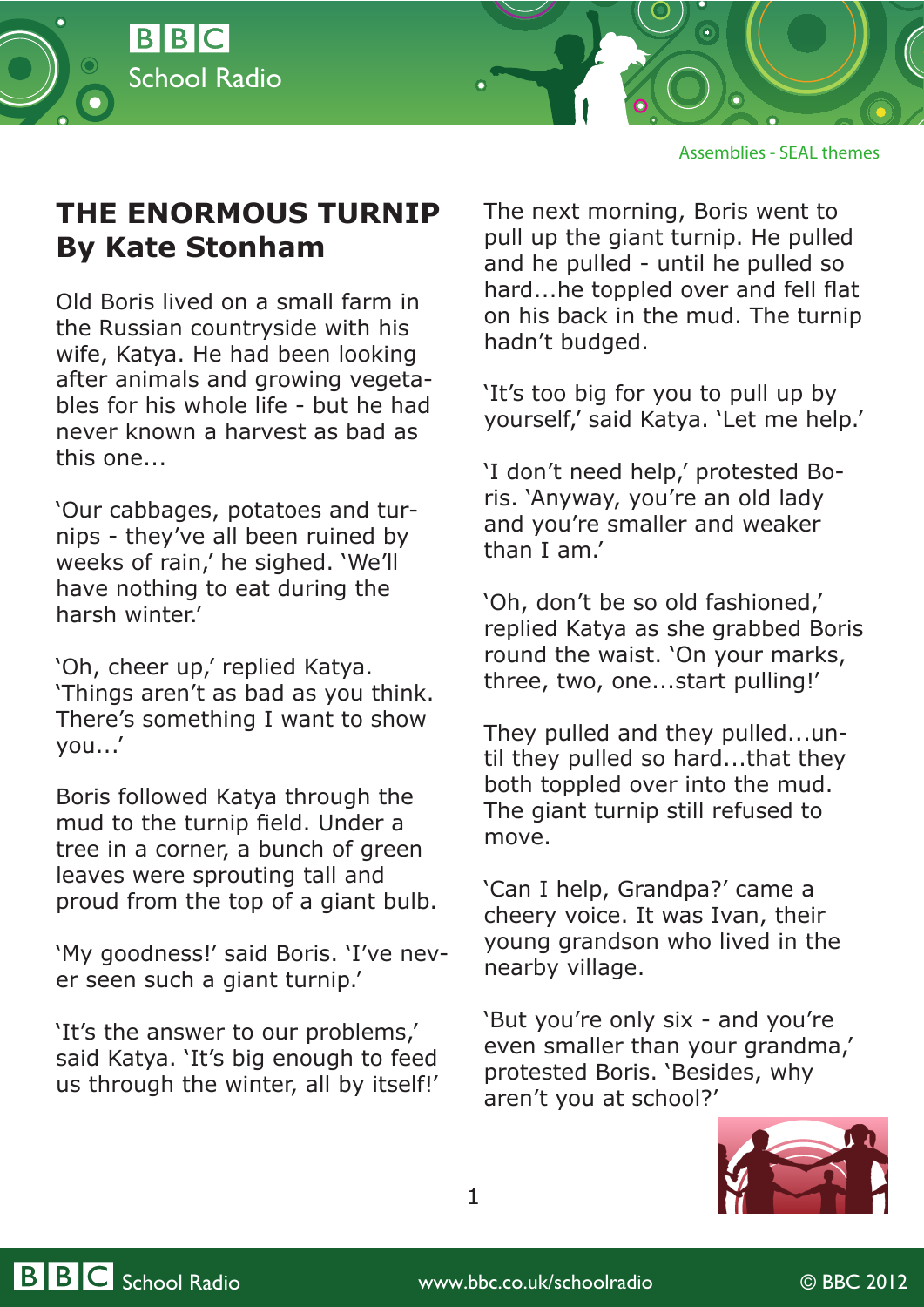# THE ENORMOUS TURNIP
## By Kate Stonham

Old Boris lived on a small farm in the Russian countryside with his wife, Katya. He had been looking after animals and growing vegetables for his whole life - but he had never known a harvest as bad as this one...

'Our cabbages, potatoes and turnips - they've all been ruined by weeks of rain,' he sighed. 'We'll have nothing to eat during the harsh winter.'

'Oh, cheer up,' replied Katya. 'Things aren't as bad as you think. There's something I want to show you...'

Boris followed Katya through the mud to the turnip field. Under a tree in a corner, a bunch of green leaves were sprouting tall and proud from the top of a giant bulb.

'My goodness!' said Boris. 'I've never seen such a giant turnip.'

'It's the answer to our problems,' said Katya. 'It's big enough to feed us through the winter, all by itself!'

The next morning, Boris went to pull up the giant turnip. He pulled and he pulled - until he pulled so hard...he toppled over and fell flat on his back in the mud. The turnip hadn't budged.

'It's too big for you to pull up by yourself,' said Katya. 'Let me help.'

'I don't need help,' protested Boris. 'Anyway, you're an old lady and you're smaller and weaker than I am.'

'Oh, don't be so old fashioned,' replied Katya as she grabbed Boris round the waist. 'On your marks, three, two, one...start pulling!'

They pulled and they pulled...until they pulled so hard...that they both toppled over into the mud. The giant turnip still refused to move.

'Can I help, Grandpa?' came a cheery voice. It was Ivan, their young grandson who lived in the nearby village.

'But you're only six - and you're even smaller than your grandma,' protested Boris. 'Besides, why aren't you at school?'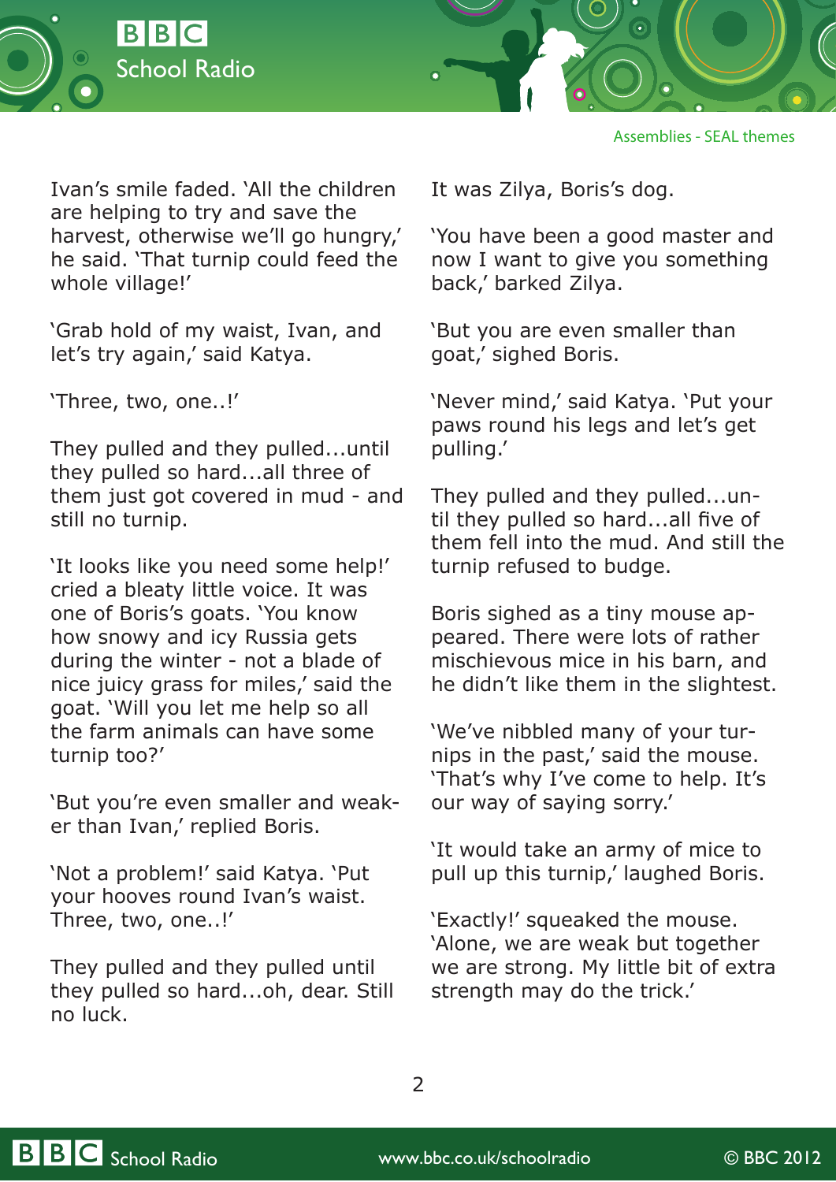Ivan's smile faded. 'All the children are helping to try and save the harvest, otherwise we'll go hungry,' he said. 'That turnip could feed the whole village!'

'Grab hold of my waist, Ivan, and let's try again,' said Katya.

'Three, two, one..!'

They pulled and they pulled...until they pulled so hard...all three of them just got covered in mud - and still no turnip.

'It looks like you need some help!' cried a bleaty little voice. It was one of Boris's goats. 'You know how snowy and icy Russia gets during the winter - not a blade of nice juicy grass for miles,' said the goat. 'Will you let me help so all the farm animals can have some turnip too?'

'But you're even smaller and weaker than Ivan,' replied Boris.

'Not a problem!' said Katya. 'Put your hooves round Ivan's waist. Three, two, one..!'

They pulled and they pulled until they pulled so hard...oh, dear. Still no luck.

It was Zilya, Boris's dog.

'You have been a good master and now I want to give you something back,' barked Zilya.

'But you are even smaller than goat,' sighed Boris.

'Never mind,' said Katya. 'Put your paws round his legs and let's get pulling.'

They pulled and they pulled...until they pulled so hard...all five of them fell into the mud. And still the turnip refused to budge.

Boris sighed as a tiny mouse appeared. There were lots of rather mischievous mice in his barn, and he didn't like them in the slightest.

'We've nibbled many of your turnips in the past,' said the mouse. 'That's why I've come to help. It's our way of saying sorry.'

'It would take an army of mice to pull up this turnip,' laughed Boris.

'Exactly!' squeaked the mouse. 'Alone, we are weak but together we are strong. My little bit of extra strength may do the trick.'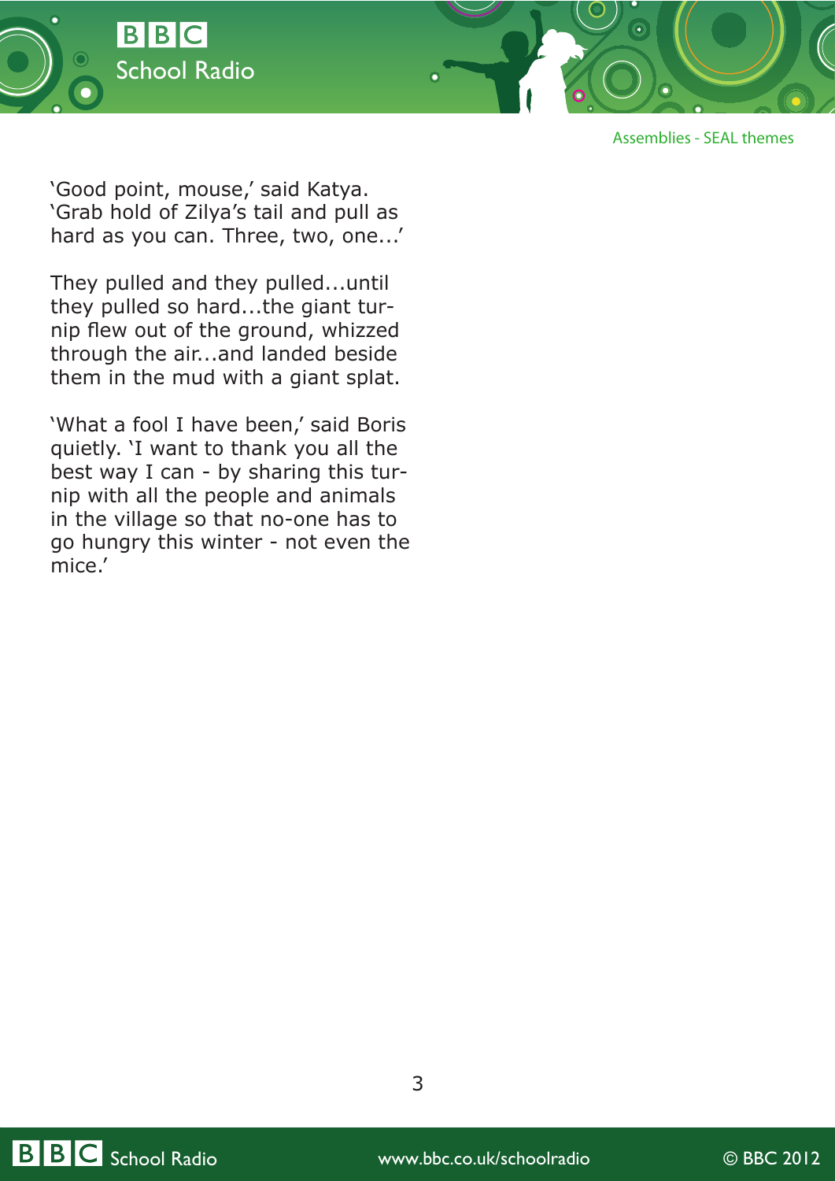'Good point, mouse,' said Katya. 'Grab hold of Zilya's tail and pull as hard as you can. Three, two, one...'

They pulled and they pulled...until they pulled so hard...the giant turnip flew out of the ground, whizzed through the air...and landed beside them in the mud with a giant splat.

'What a fool I have been,' said Boris quietly. 'I want to thank you all the best way I can - by sharing this turnip with all the people and animals in the village so that no-one has to go hungry this winter - not even the mice.'